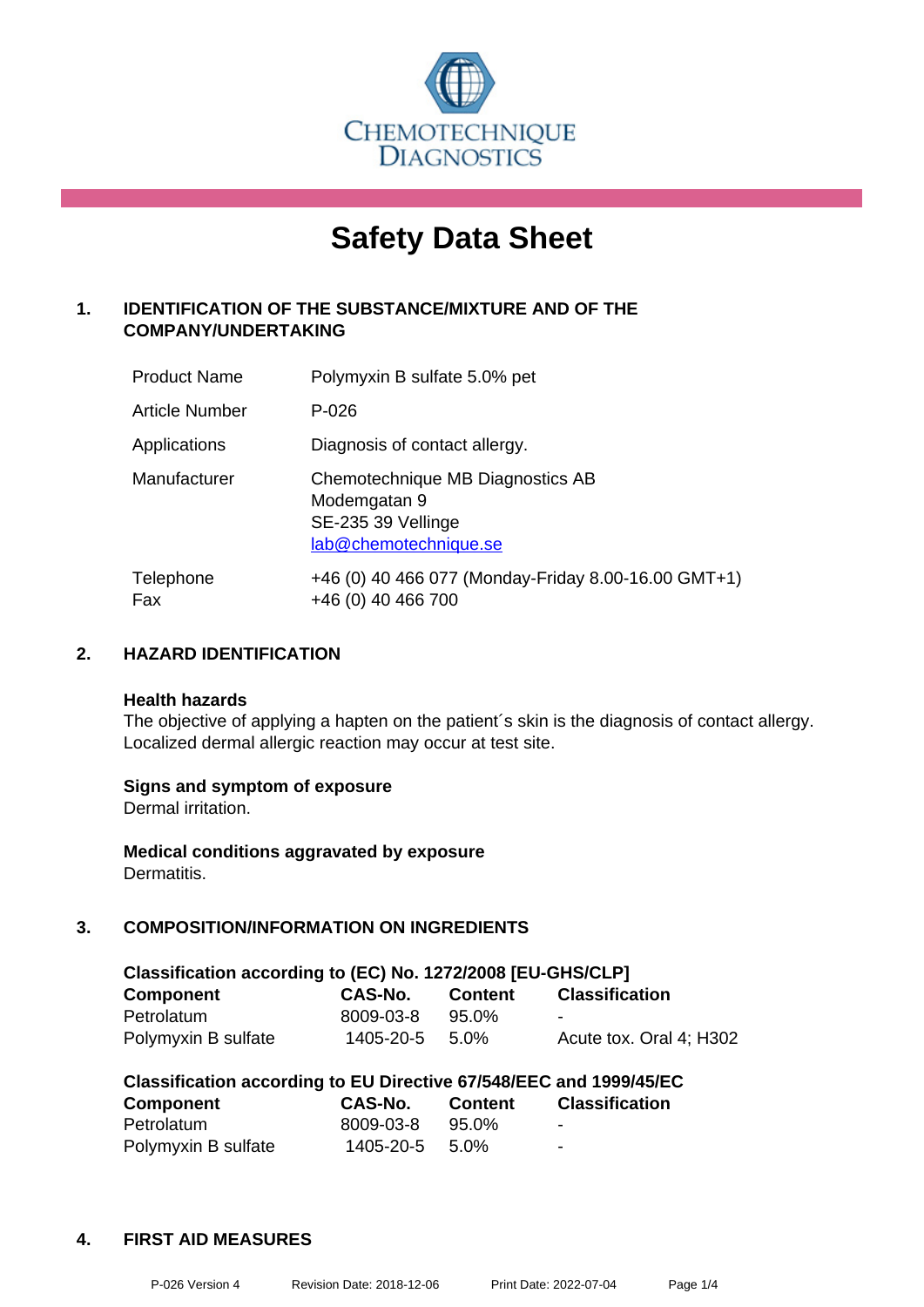CHEMOTECHNIQUE DIAGNOSTICS

# Safety Data Sheet

## 1. IDENTIFICATION OF THE SUBSTANCE/MIXTURE AND OF THE COMPANY/UNDERTAKING

| | |
|---|---|
| Product Name | Polymyxin B sulfate 5.0% pet |
| Article Number | P-026 |
| Applications | Diagnosis of contact allergy. |
| Manufacturer | Chemotechnique MB Diagnostics AB<br>Modemgatan 9<br>SE-235 39 Vellinge<br>lab@chemotechnique.se |
| Telephone<br>Fax | +46 (0) 40 466 077 (Monday-Friday 8.00-16.00 GMT+1)<br>+46 (0) 40 466 700 |

## 2. HAZARD IDENTIFICATION

**Health hazards**
The objective of applying a hapten on the patient´s skin is the diagnosis of contact allergy. Localized dermal allergic reaction may occur at test site.

**Signs and symptom of exposure**
Dermal irritation.

**Medical conditions aggravated by exposure**
Dermatitis.

## 3. COMPOSITION/INFORMATION ON INGREDIENTS

**Classification according to (EC) No. 1272/2008 [EU-GHS/CLP]**

| Component | CAS-No. | Content | Classification |
|---|---|---|---|
| Petrolatum | 8009-03-8 | 95.0% | - |
| Polymyxin B sulfate | 1405-20-5 | 5.0% | Acute tox. Oral 4; H302 |

**Classification according to EU Directive 67/548/EEC and 1999/45/EC**

| Component | CAS-No. | Content | Classification |
|---|---|---|---|
| Petrolatum | 8009-03-8 | 95.0% | - |
| Polymyxin B sulfate | 1405-20-5 | 5.0% | - |

## 4. FIRST AID MEASURES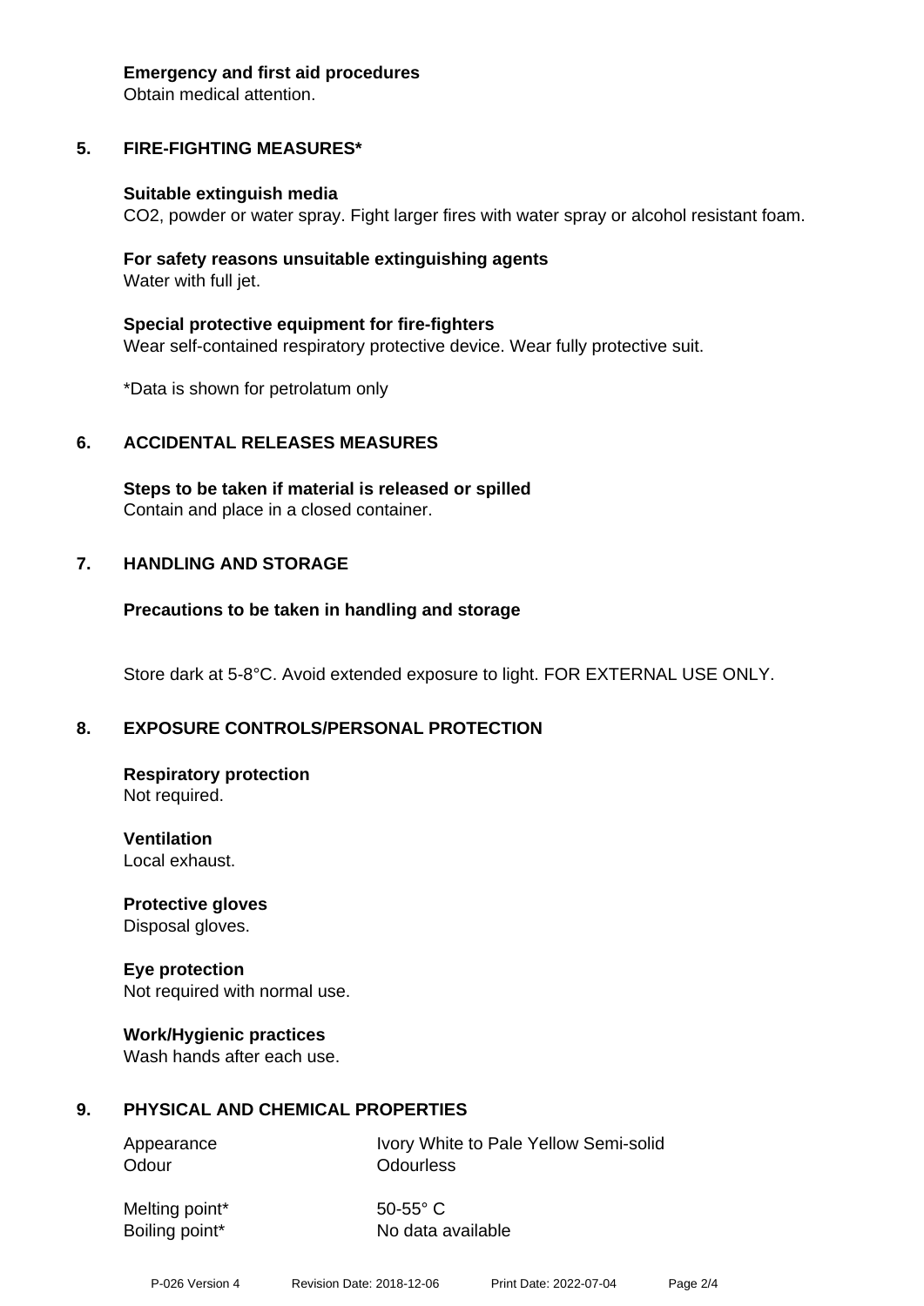**Emergency and first aid procedures**
Obtain medical attention.

## 5. FIRE-FIGHTING MEASURES*

**Suitable extinguish media**
$CO_2$, powder or water spray. Fight larger fires with water spray or alcohol resistant foam.

**For safety reasons unsuitable extinguishing agents**
Water with full jet.

**Special protective equipment for fire-fighters**
Wear self-contained respiratory protective device. Wear fully protective suit.

*Data is shown for petrolatum only

## 6. ACCIDENTAL RELEASES MEASURES

**Steps to be taken if material is released or spilled**
Contain and place in a closed container.

## 7. HANDLING AND STORAGE

**Precautions to be taken in handling and storage**

Store dark at 5-8°C. Avoid extended exposure to light. FOR EXTERNAL USE ONLY.

## 8. EXPOSURE CONTROLS/PERSONAL PROTECTION

**Respiratory protection**
Not required.

**Ventilation**
Local exhaust.

**Protective gloves**
Disposal gloves.

**Eye protection**
Not required with normal use.

**Work/Hygienic practices**
Wash hands after each use.

## 9. PHYSICAL AND CHEMICAL PROPERTIES

| | |
|---|---|
| Appearance | Ivory White to Pale Yellow Semi-solid |
| Odour | Odourless |
| Melting point* | 50-55° C |
| Boiling point* | No data available |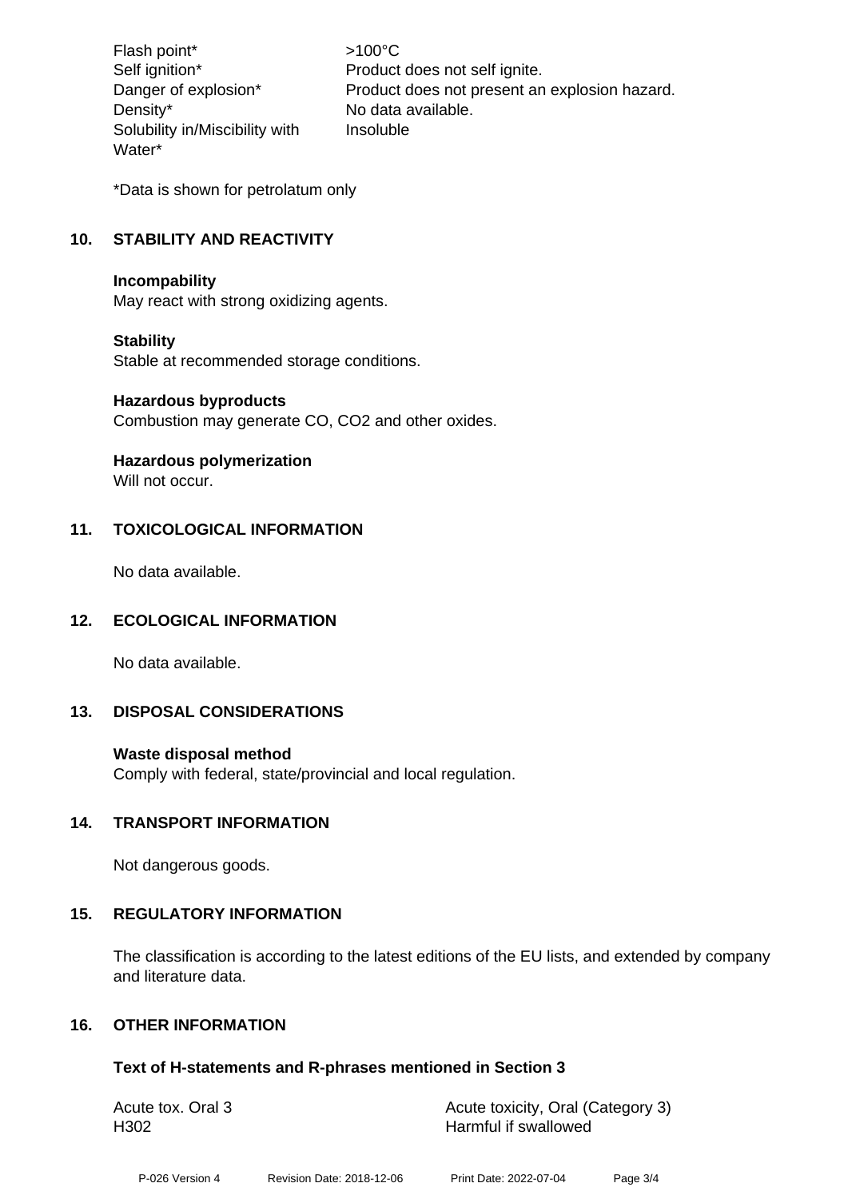| | |
|---|---|
| Flash point* | >100°C |
| Self ignition* | Product does not self ignite. |
| Danger of explosion* | Product does not present an explosion hazard. |
| Density* | No data available. |
| Solubility in/Miscibility with Water* | Insoluble |

*Data is shown for petrolatum only

## 10. STABILITY AND REACTIVITY

**Incompability**
May react with strong oxidizing agents.

**Stability**
Stable at recommended storage conditions.

**Hazardous byproducts**
Combustion may generate CO, $CO_2$ and other oxides.

**Hazardous polymerization**
Will not occur.

## 11. TOXICOLOGICAL INFORMATION

No data available.

## 12. ECOLOGICAL INFORMATION

No data available.

## 13. DISPOSAL CONSIDERATIONS

**Waste disposal method**
Comply with federal, state/provincial and local regulation.

## 14. TRANSPORT INFORMATION

Not dangerous goods.

## 15. REGULATORY INFORMATION

The classification is according to the latest editions of the EU lists, and extended by company and literature data.

## 16. OTHER INFORMATION

### Text of H-statements and R-phrases mentioned in Section 3

| | |
|---|---|
| Acute tox. Oral 3 | Acute toxicity, Oral (Category 3) |
| H302 | Harmful if swallowed |

P-026 Version 4 Revision Date: 2018-12-06 Print Date: 2022-07-04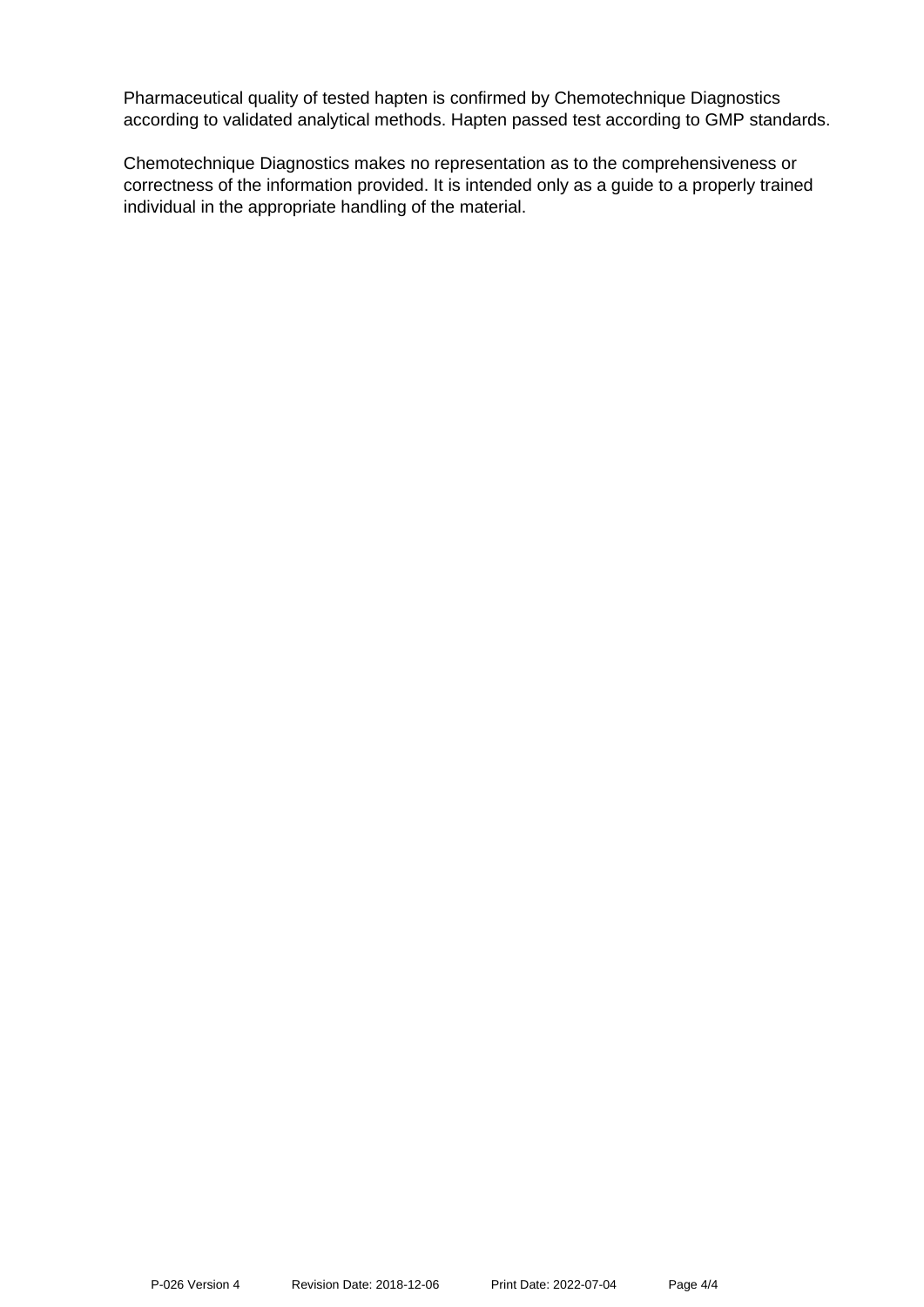Pharmaceutical quality of tested hapten is confirmed by Chemotechnique Diagnostics according to validated analytical methods. Hapten passed test according to GMP standards.

Chemotechnique Diagnostics makes no representation as to the comprehensiveness or correctness of the information provided. It is intended only as a guide to a properly trained individual in the appropriate handling of the material.